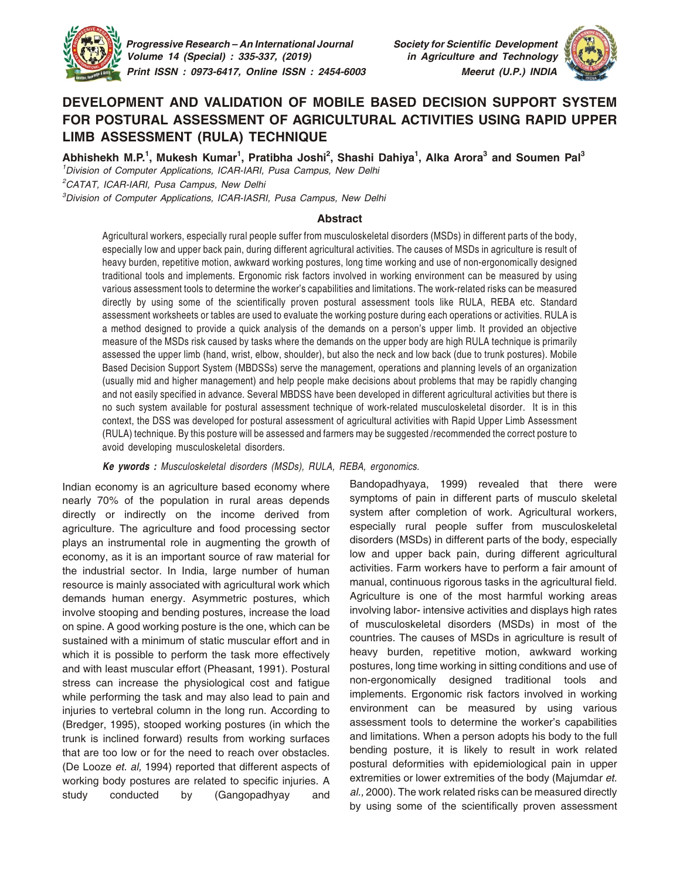# DEVELOPMENT AND VALIDATION OF MOBILE BASED DECISION SUPPORT SYSTEM FOR POSTURAL ASSESSMENT OF AGRICULTURAL ACTIVITIES USING RAPID UPPER LIMB ASSESSMENT (RULA) TECHNIQUE

**Abhishekh M.P.[1], Mukesh Kumar[1], Pratibha Joshi[2], Shashi Dahiya[1], Alka Arora[3] and Soumen Pal[3]**

[1]*Division of Computer Applications, ICAR-IARI, Pusa Campus, New Delhi*

[2]*CATAT, ICAR-IARI, Pusa Campus, New Delhi*

[3]*Division of Computer Applications, ICAR-IASRI, Pusa Campus, New Delhi*

## Abstract

Agricultural workers, especially rural people suffer from musculoskeletal disorders (MSDs) in different parts of the body, especially low and upper back pain, during different agricultural activities. The causes of MSDs in agriculture is result of heavy burden, repetitive motion, awkward working postures, long time working and use of non-ergonomically designed traditional tools and implements. Ergonomic risk factors involved in working environment can be measured by using various assessment tools to determine the worker's capabilities and limitations. The work-related risks can be measured directly by using some of the scientifically proven postural assessment tools like RULA, REBA etc. Standard assessment worksheets or tables are used to evaluate the working posture during each operations or activities. RULA is a method designed to provide a quick analysis of the demands on a person's upper limb. It provided an objective measure of the MSDs risk caused by tasks where the demands on the upper body are high RULA technique is primarily assessed the upper limb (hand, wrist, elbow, shoulder), but also the neck and low back (due to trunk postures). Mobile Based Decision Support System (MBDSSs) serve the management, operations and planning levels of an organization (usually mid and higher management) and help people make decisions about problems that may be rapidly changing and not easily specified in advance. Several MBDSS have been developed in different agricultural activities but there is no such system available for postural assessment technique of work-related musculoskeletal disorder. It is in this context, the DSS was developed for postural assessment of agricultural activities with Rapid Upper Limb Assessment (RULA) technique. By this posture will be assessed and farmers may be suggested /recommended the correct posture to avoid developing musculoskeletal disorders.

***Ke ywords :*** *Musculoskeletal disorders (MSDs), RULA, REBA, ergonomics.*

Indian economy is an agriculture based economy where nearly 70% of the population in rural areas depends directly or indirectly on the income derived from agriculture. The agriculture and food processing sector plays an instrumental role in augmenting the growth of economy, as it is an important source of raw material for the industrial sector. In India, large number of human resource is mainly associated with agricultural work which demands human energy. Asymmetric postures, which involve stooping and bending postures, increase the load on spine. A good working posture is the one, which can be sustained with a minimum of static muscular effort and in which it is possible to perform the task more effectively and with least muscular effort (Pheasant, 1991). Postural stress can increase the physiological cost and fatigue while performing the task and may also lead to pain and injuries to vertebral column in the long run. According to (Bredger, 1995), stooped working postures (in which the trunk is inclined forward) results from working surfaces that are too low or for the need to reach over obstacles. (De Looze *et. al,* 1994) reported that different aspects of working body postures are related to specific injuries. A study conducted by (Gangopadhyay and Bandopadhyaya, 1999) revealed that there were symptoms of pain in different parts of musculo skeletal system after completion of work. Agricultural workers, especially rural people suffer from musculoskeletal disorders (MSDs) in different parts of the body, especially low and upper back pain, during different agricultural activities. Farm workers have to perform a fair amount of manual, continuous rigorous tasks in the agricultural field. Agriculture is one of the most harmful working areas involving labor- intensive activities and displays high rates of musculoskeletal disorders (MSDs) in most of the countries. The causes of MSDs in agriculture is result of heavy burden, repetitive motion, awkward working postures, long time working in sitting conditions and use of non-ergonomically designed traditional tools and implements. Ergonomic risk factors involved in working environment can be measured by using various assessment tools to determine the worker's capabilities and limitations. When a person adopts his body to the full bending posture, it is likely to result in work related postural deformities with epidemiological pain in upper extremities or lower extremities of the body (Majumdar *et. al.,* 2000). The work related risks can be measured directly by using some of the scientifically proven assessment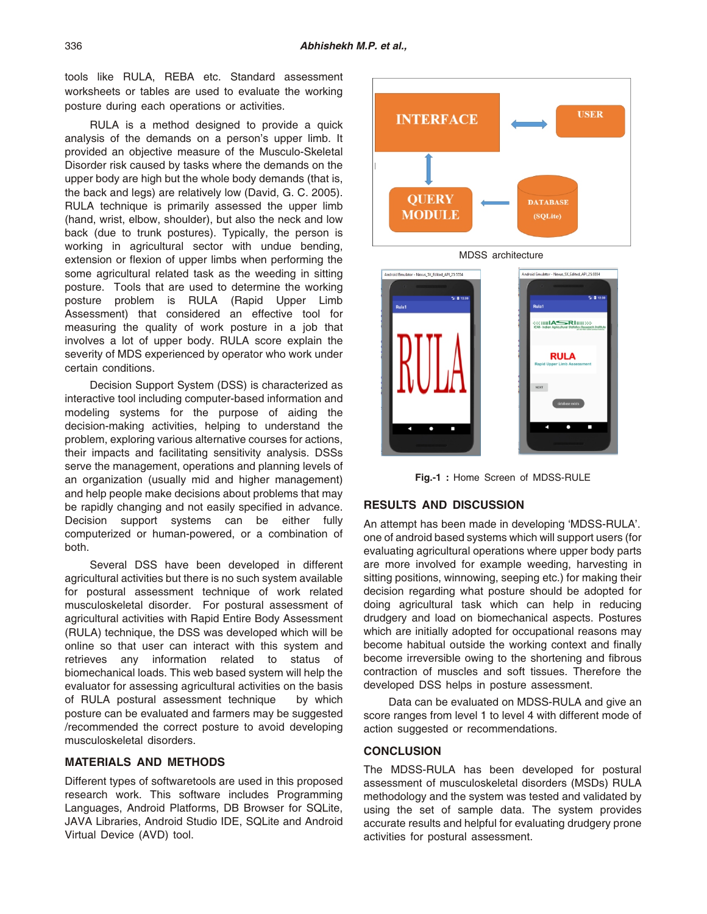tools like RULA, REBA etc. Standard assessment worksheets or tables are used to evaluate the working posture during each operations or activities.

RULA is a method designed to provide a quick analysis of the demands on a person's upper limb. It provided an objective measure of the Musculo-Skeletal Disorder risk caused by tasks where the demands on the upper body are high but the whole body demands (that is, the back and legs) are relatively low (David, G. C. 2005). RULA technique is primarily assessed the upper limb (hand, wrist, elbow, shoulder), but also the neck and low back (due to trunk postures). Typically, the person is working in agricultural sector with undue bending, extension or flexion of upper limbs when performing the some agricultural related task as the weeding in sitting posture. Tools that are used to determine the working posture problem is RULA (Rapid Upper Limb Assessment) that considered an effective tool for measuring the quality of work posture in a job that involves a lot of upper body. RULA score explain the severity of MDS experienced by operator who work under certain conditions.

Decision Support System (DSS) is characterized as interactive tool including computer-based information and modeling systems for the purpose of aiding the decision-making activities, helping to understand the problem, exploring various alternative courses for actions, their impacts and facilitating sensitivity analysis. DSSs serve the management, operations and planning levels of an organization (usually mid and higher management) and help people make decisions about problems that may be rapidly changing and not easily specified in advance. Decision support systems can be either fully computerized or human-powered, or a combination of both.

Several DSS have been developed in different agricultural activities but there is no such system available for postural assessment technique of work related musculoskeletal disorder. For postural assessment of agricultural activities with Rapid Entire Body Assessment (RULA) technique, the DSS was developed which will be online so that user can interact with this system and retrieves any information related to status of biomechanical loads. This web based system will help the evaluator for assessing agricultural activities on the basis of RULA postural assessment technique by which posture can be evaluated and farmers may be suggested /recommended the correct posture to avoid developing musculoskeletal disorders.

## MATERIALS AND METHODS

Different types of softwaretools are used in this proposed research work. This software includes Programming Languages, Android Platforms, DB Browser for SQLite, JAVA Libraries, Android Studio IDE, SQLite and Android Virtual Device (AVD) tool.

MDSS architecture

**Fig.-1 :** Home Screen of MDSS-RULE

## RESULTS AND DISCUSSION

An attempt has been made in developing 'MDSS-RULA'. one of android based systems which will support users (for evaluating agricultural operations where upper body parts are more involved for example weeding, harvesting in sitting positions, winnowing, seeping etc.) for making their decision regarding what posture should be adopted for doing agricultural task which can help in reducing drudgery and load on biomechanical aspects. Postures which are initially adopted for occupational reasons may become habitual outside the working context and finally become irreversible owing to the shortening and fibrous contraction of muscles and soft tissues. Therefore the developed DSS helps in posture assessment.

Data can be evaluated on MDSS-RULA and give an score ranges from level 1 to level 4 with different mode of action suggested or recommendations.

## CONCLUSION

The MDSS-RULA has been developed for postural assessment of musculoskeletal disorders (MSDs) RULA methodology and the system was tested and validated by using the set of sample data. The system provides accurate results and helpful for evaluating drudgery prone activities for postural assessment.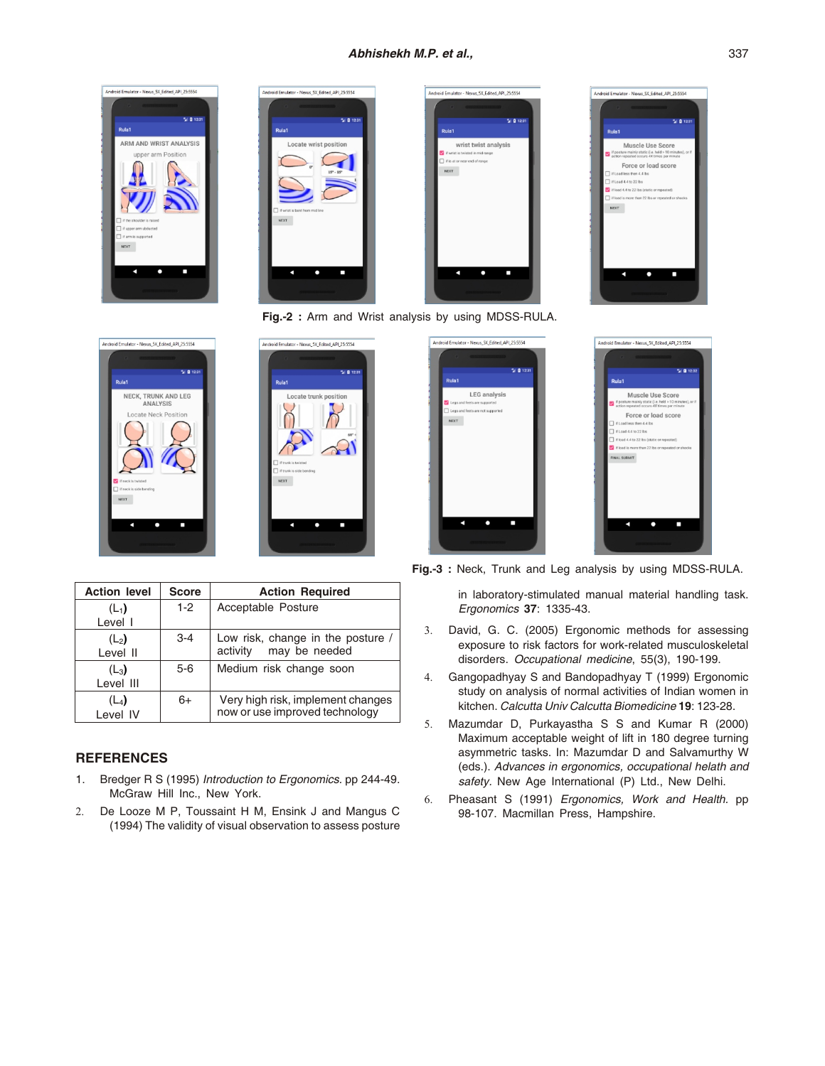Fig.-2 : Arm and Wrist analysis by using MDSS-RULA.

Fig.-3 : Neck, Trunk and Leg analysis by using MDSS-RULA.

| Action level | Score | Action Required |
|---|---|---|
| ($L_1$) Level I | 1-2 | Acceptable Posture |
| ($L_2$) Level II | 3-4 | Low risk, change in the posture / activity may be needed |
| ($L_3$) Level III | 5-6 | Medium risk change soon |
| ($L_4$) Level IV | 6+ | Very high risk, implement changes now or use improved technology |

## REFERENCES

1. Bredger R S (1995) *Introduction to Ergonomics*. pp 244-49. McGraw Hill Inc., New York.
2. De Looze M P, Toussaint H M, Ensink J and Mangus C (1994) The validity of visual observation to assess posture in laboratory-stimulated manual material handling task. *Ergonomics* **37**: 1335-43.
3. David, G. C. (2005) Ergonomic methods for assessing exposure to risk factors for work-related musculoskeletal disorders. *Occupational medicine*, 55(3), 190-199.
4. Gangopadhyay S and Bandopadhyay T (1999) Ergonomic study on analysis of normal activities of Indian women in kitchen. *Calcutta Univ Calcutta Biomedicine* **19**: 123-28.
5. Mazumdar D, Purkayastha S S and Kumar R (2000) Maximum acceptable weight of lift in 180 degree turning asymmetric tasks. In: Mazumdar D and Salvamurthy W (eds.). *Advances in ergonomics, occupational helath and safety*. New Age International (P) Ltd., New Delhi.
6. Pheasant S (1991) *Ergonomics, Work and Health*. pp 98-107. Macmillan Press, Hampshire.